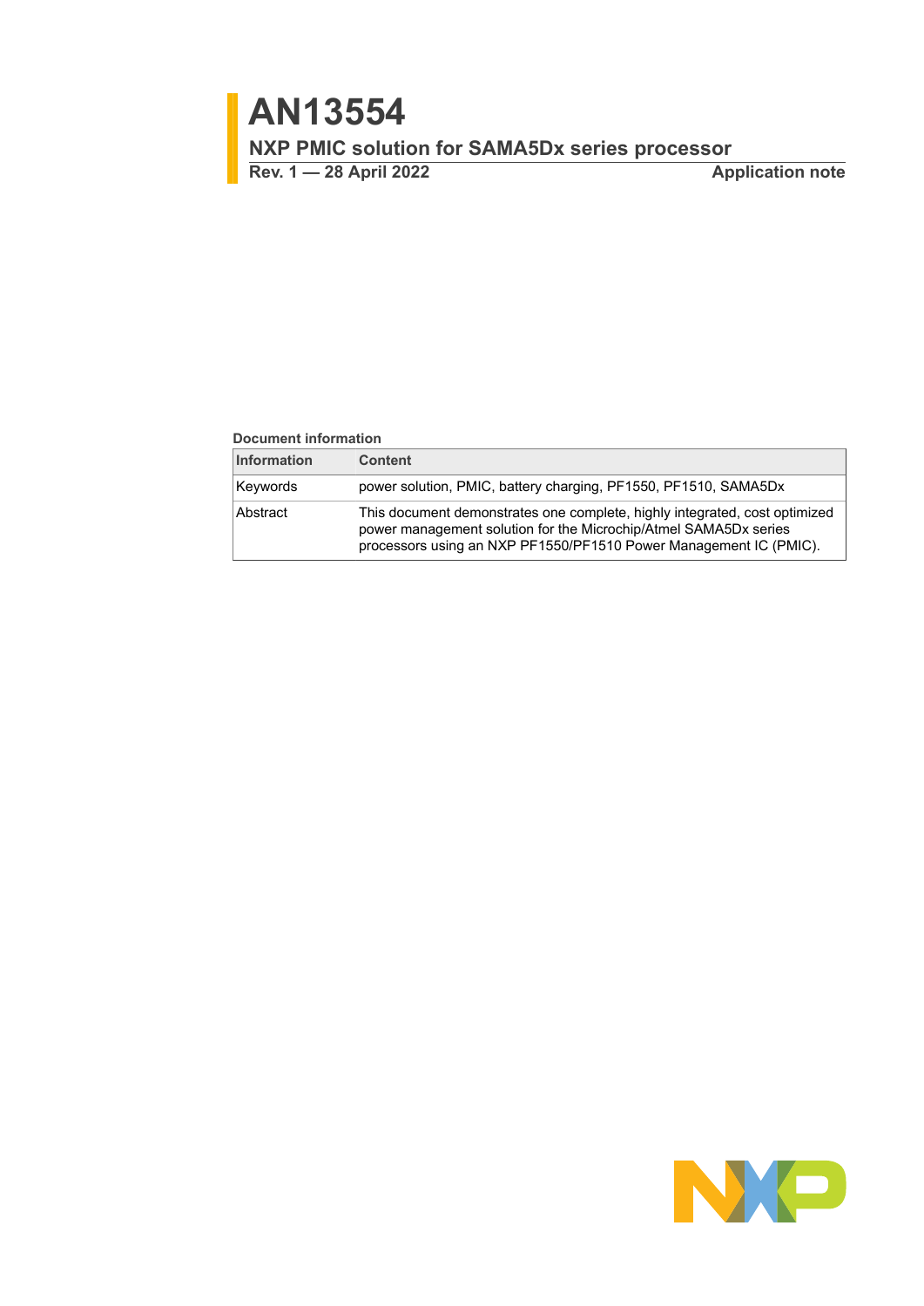# AN13554

## NXP PMIC solution for SAMA5Dx series processor

**Rev. 1 — 28 April 2022** **Application note**

**Document information**

| Information | Content |
|---|---|
| Keywords | power solution, PMIC, battery charging, PF1550, PF1510, SAMA5Dx |
| Abstract | This document demonstrates one complete, highly integrated, cost optimized power management solution for the Microchip/Atmel SAMA5Dx series processors using an NXP PF1550/PF1510 Power Management IC (PMIC). |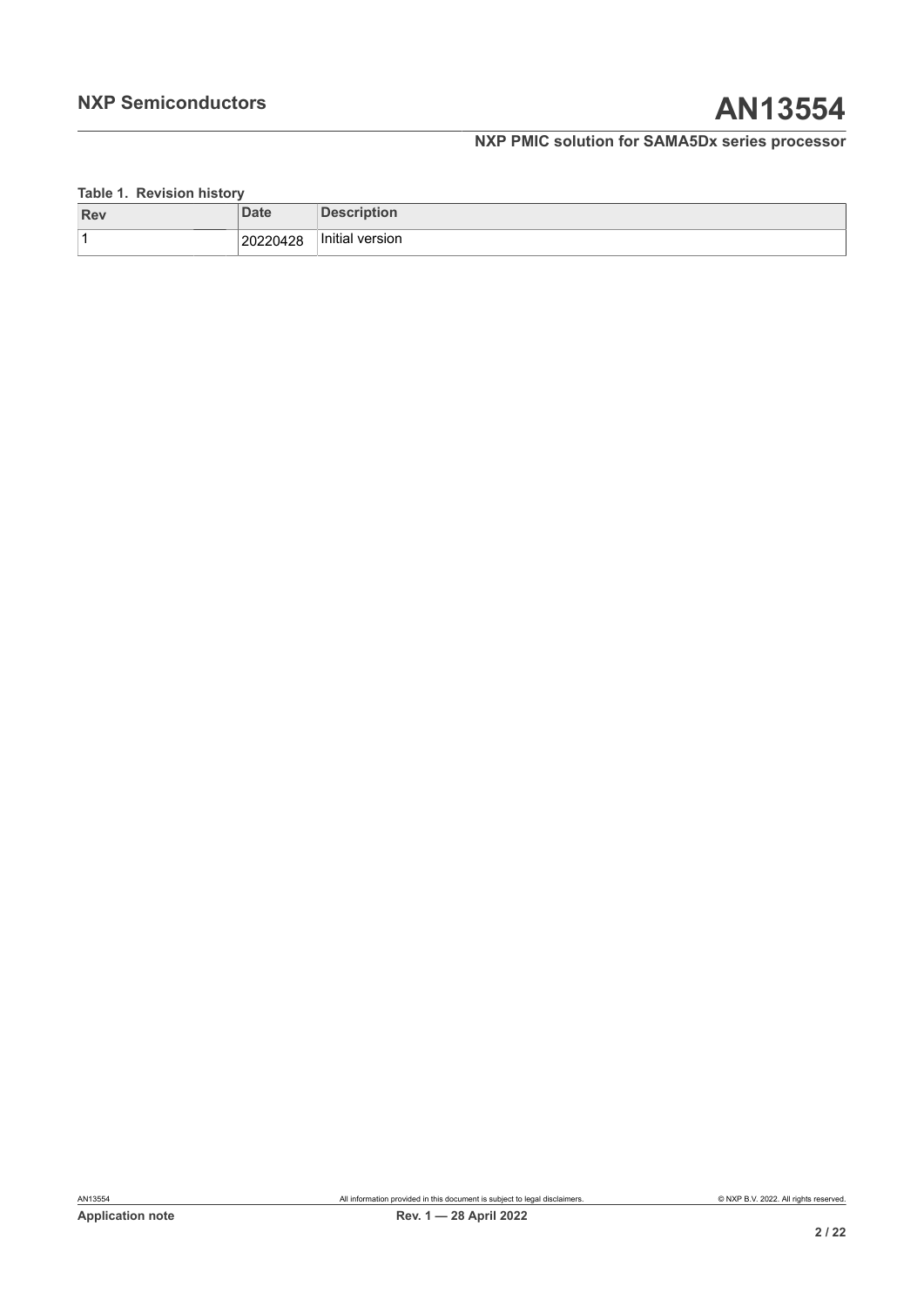**Table 1. Revision history**

| Rev | Date | Description |
| --- | --- | --- |
| 1 | 20220428 | Initial version |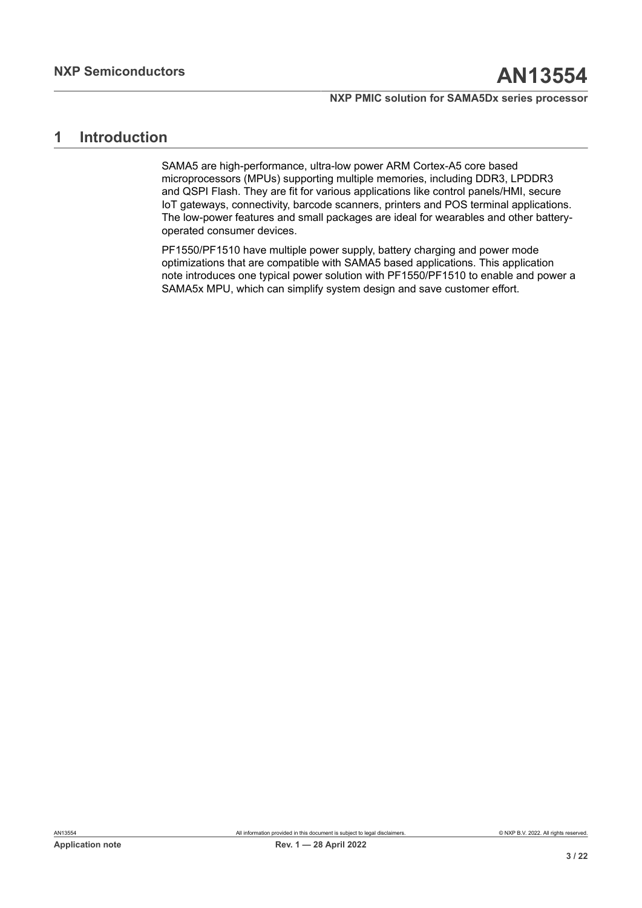# 1 Introduction

SAMA5 are high-performance, ultra-low power ARM Cortex-A5 core based microprocessors (MPUs) supporting multiple memories, including DDR3, LPDDR3 and QSPI Flash. They are fit for various applications like control panels/HMI, secure IoT gateways, connectivity, barcode scanners, printers and POS terminal applications. The low-power features and small packages are ideal for wearables and other battery-operated consumer devices.

PF1550/PF1510 have multiple power supply, battery charging and power mode optimizations that are compatible with SAMA5 based applications. This application note introduces one typical power solution with PF1550/PF1510 to enable and power a SAMA5x MPU, which can simplify system design and save customer effort.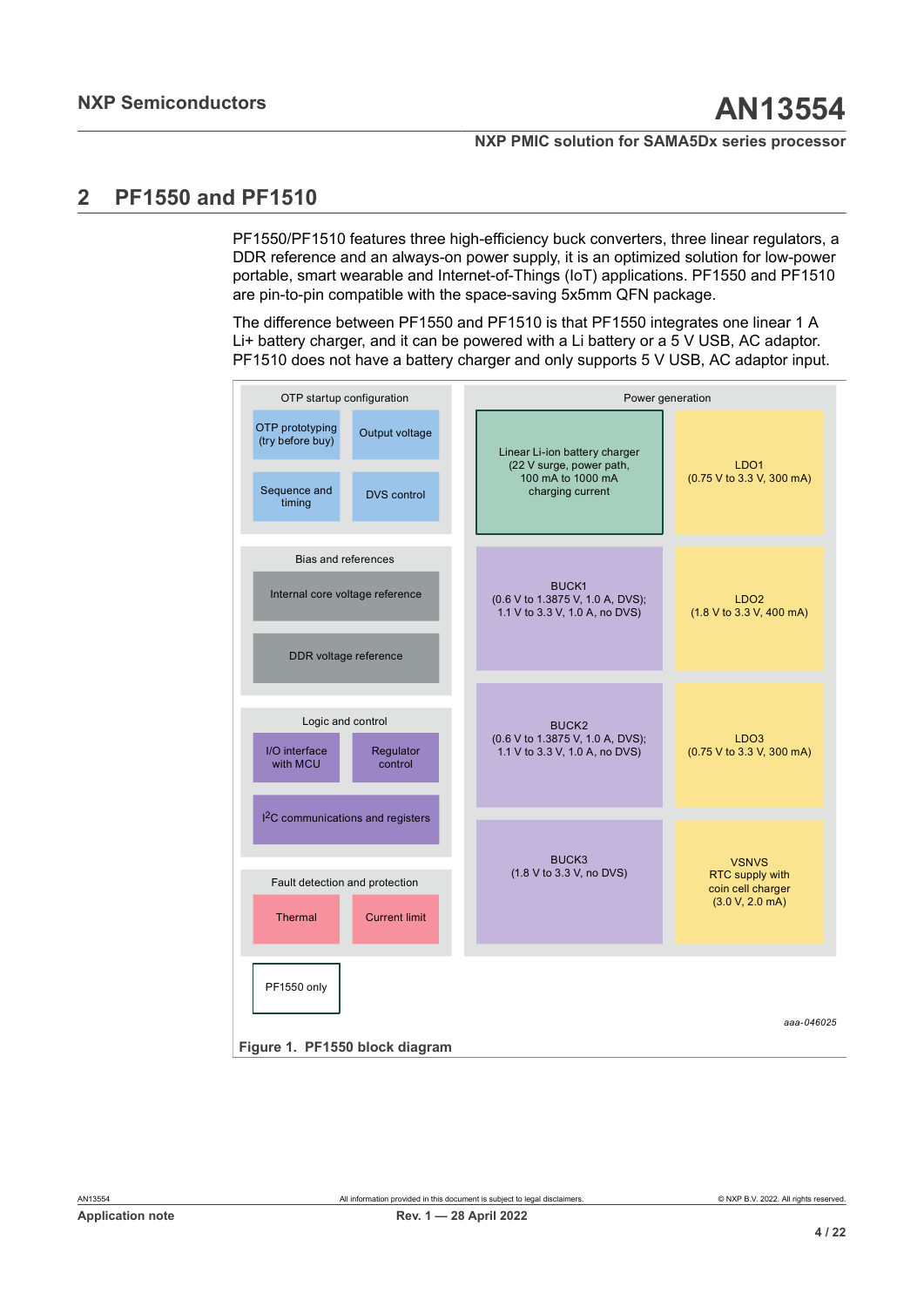## 2 PF1550 and PF1510

PF1550/PF1510 features three high-efficiency buck converters, three linear regulators, a DDR reference and an always-on power supply, it is an optimized solution for low-power portable, smart wearable and Internet-of-Things (IoT) applications. PF1550 and PF1510 are pin-to-pin compatible with the space-saving 5x5mm QFN package.

The difference between PF1550 and PF1510 is that PF1550 integrates one linear 1 A Li+ battery charger, and it can be powered with a Li battery or a 5 V USB, AC adaptor. PF1510 does not have a battery charger and only supports 5 V USB, AC adaptor input.

OTP startup configuration

- OTP prototyping (try before buy)
- Output voltage
- Sequence and timing
- DVS control

Bias and references

- Internal core voltage reference
- DDR voltage reference

Logic and control

- I/O interface with MCU
- Regulator control
- I²C communications and registers

Fault detection and protection

- Thermal
- Current limit

Power generation

- Linear Li-ion battery charger (22 V surge, power path, 100 mA to 1000 mA charging current)
- LDO1 (0.75 V to 3.3 V, 300 mA)
- BUCK1 (0.6 V to 1.3875 V, 1.0 A, DVS); 1.1 V to 3.3 V, 1.0 A, no DVS)
- LDO2 (1.8 V to 3.3 V, 400 mA)
- BUCK2 (0.6 V to 1.3875 V, 1.0 A, DVS); 1.1 V to 3.3 V, 1.0 A, no DVS)
- LDO3 (0.75 V to 3.3 V, 300 mA)
- BUCK3 (1.8 V to 3.3 V, no DVS)
- VSNVS RTC supply with coin cell charger (3.0 V, 2.0 mA)

PF1550 only

aaa-046025

**Figure 1. PF1550 block diagram**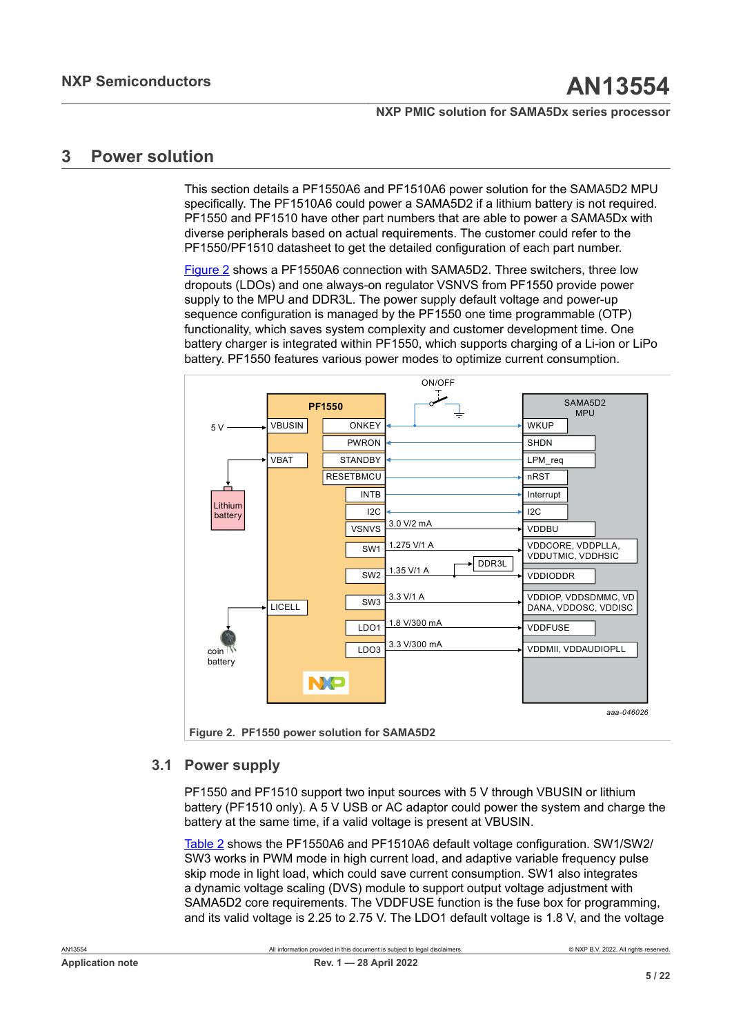# 3 Power solution

This section details a PF1550A6 and PF1510A6 power solution for the SAMA5D2 MPU specifically. The PF1510A6 could power a SAMA5D2 if a lithium battery is not required. PF1550 and PF1510 have other part numbers that are able to power a SAMA5Dx with diverse peripherals based on actual requirements. The customer could refer to the PF1550/PF1510 datasheet to get the detailed configuration of each part number.

Figure 2 shows a PF1550A6 connection with SAMA5D2. Three switchers, three low dropouts (LDOs) and one always-on regulator VSNVS from PF1550 provide power supply to the MPU and DDR3L. The power supply default voltage and power-up sequence configuration is managed by the PF1550 one time programmable (OTP) functionality, which saves system complexity and customer development time. One battery charger is integrated within PF1550, which supports charging of a Li-ion or LiPo battery. PF1550 features various power modes to optimize current consumption.

Figure 2. PF1550 power solution for SAMA5D2

## 3.1 Power supply

PF1550 and PF1510 support two input sources with 5 V through VBUSIN or lithium battery (PF1510 only). A 5 V USB or AC adaptor could power the system and charge the battery at the same time, if a valid voltage is present at VBUSIN.

Table 2 shows the PF1550A6 and PF1510A6 default voltage configuration. SW1/SW2/SW3 works in PWM mode in high current load, and adaptive variable frequency pulse skip mode in light load, which could save current consumption. SW1 also integrates a dynamic voltage scaling (DVS) module to support output voltage adjustment with SAMA5D2 core requirements. The VDDFUSE function is the fuse box for programming, and its valid voltage is 2.25 to 2.75 V. The LDO1 default voltage is 1.8 V, and the voltage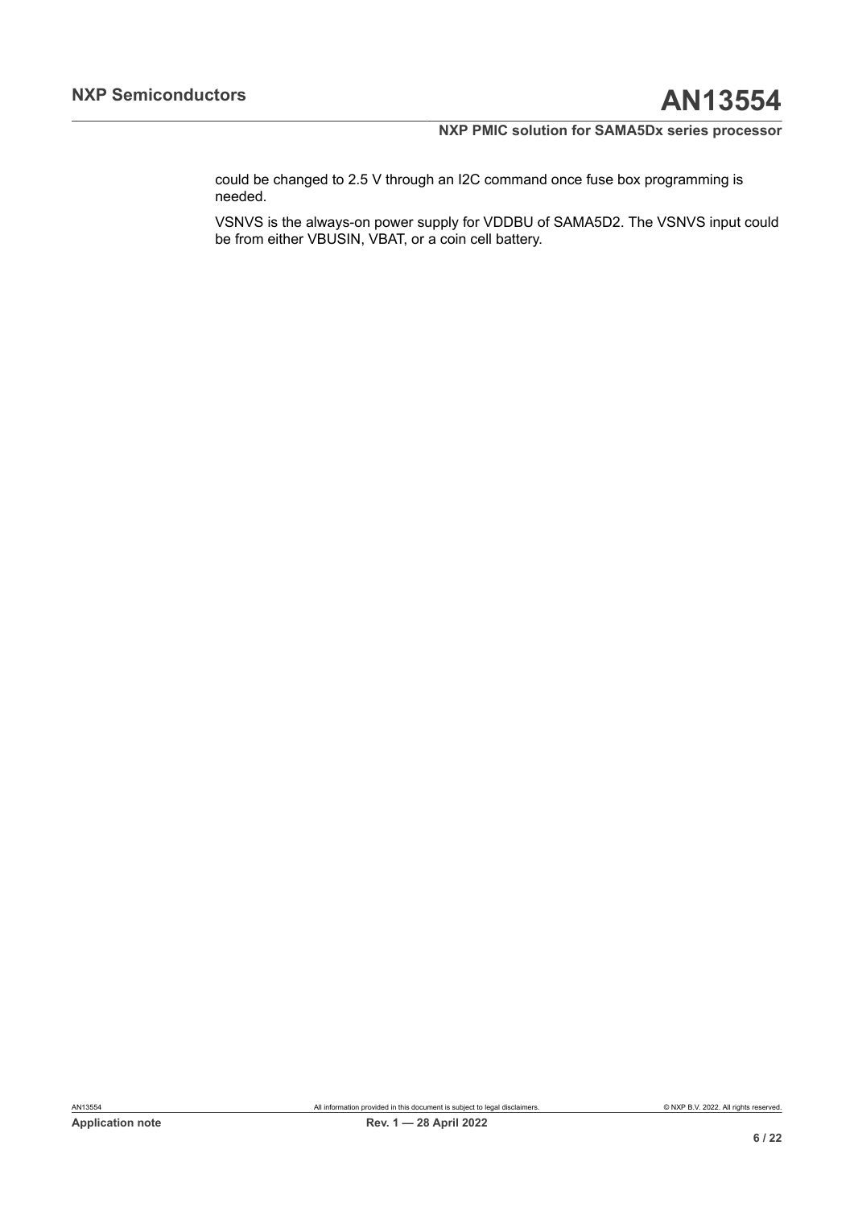could be changed to 2.5 V through an I2C command once fuse box programming is needed.

VSNVS is the always-on power supply for VDDBU of SAMA5D2. The VSNVS input could be from either VBUSIN, VBAT, or a coin cell battery.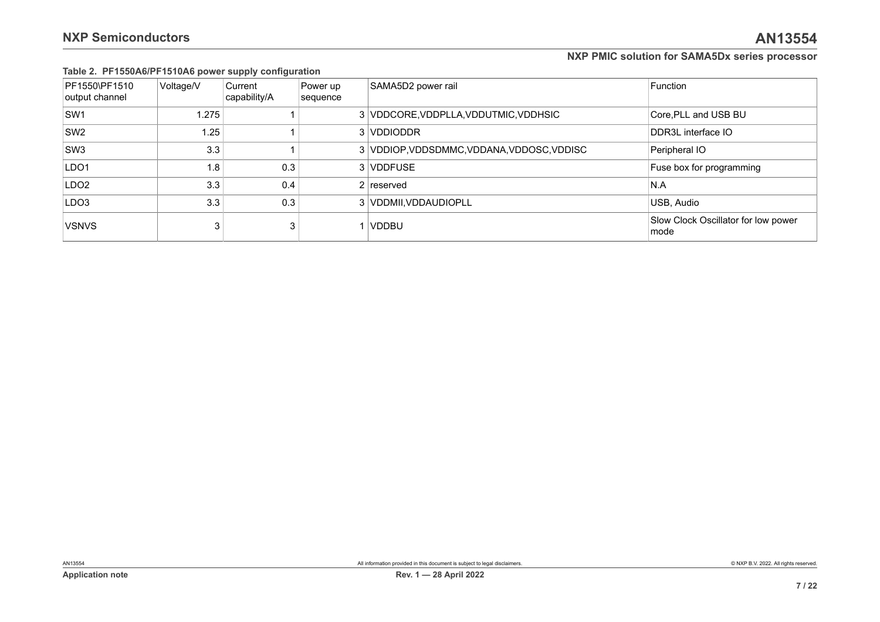**Table 2. PF1550A6/PF1510A6 power supply configuration**

| PF1550\PF1510 output channel | Voltage/V | Current capability/A | Power up sequence | SAMA5D2 power rail | Function |
|---|---|---|---|---|---|
| SW1 | 1.275 | 1 | 3 | VDDCORE,VDDPLLA,VDDUTMIC,VDDHSIC | Core,PLL and USB BU |
| SW2 | 1.25 | 1 | 3 | VDDIODDR | DDR3L interface IO |
| SW3 | 3.3 | 1 | 3 | VDDIOP,VDDSDMMC,VDDANA,VDDOSC,VDDISC | Peripheral IO |
| LDO1 | 1.8 | 0.3 | 3 | VDDFUSE | Fuse box for programming |
| LDO2 | 3.3 | 0.4 | 2 | reserved | N.A |
| LDO3 | 3.3 | 0.3 | 3 | VDDMII,VDDAUDIOPLL | USB, Audio |
| VSNVS | 3 | 3 | 1 | VDDBU | Slow Clock Oscillator for low power mode |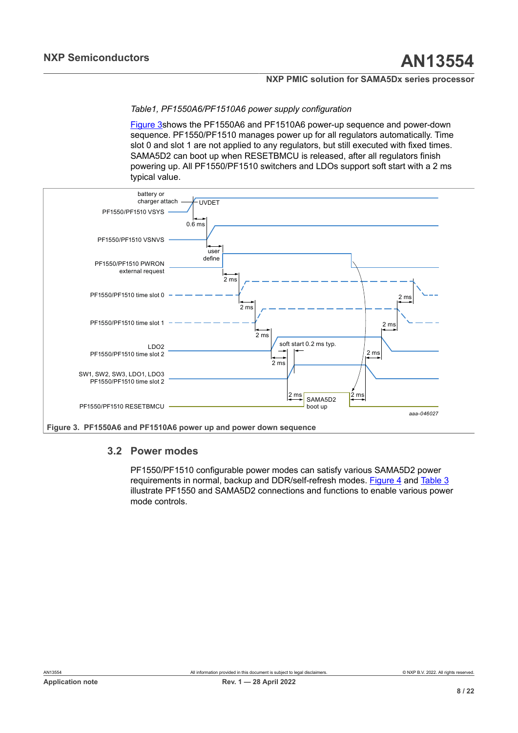*Table1, PF1550A6/PF1510A6 power supply configuration*

Figure 3shows the PF1550A6 and PF1510A6 power-up sequence and power-down sequence. PF1550/PF1510 manages power up for all regulators automatically. Time slot 0 and slot 1 are not applied to any regulators, but still executed with fixed times. SAMA5D2 can boot up when RESETBMCU is released, after all regulators finish powering up. All PF1550/PF1510 switchers and LDOs support soft start with a 2 ms typical value.

**Figure 3. PF1550A6 and PF1510A6 power up and power down sequence**

## 3.2 Power modes

PF1550/PF1510 configurable power modes can satisfy various SAMA5D2 power requirements in normal, backup and DDR/self-refresh modes. Figure 4 and Table 3 illustrate PF1550 and SAMA5D2 connections and functions to enable various power mode controls.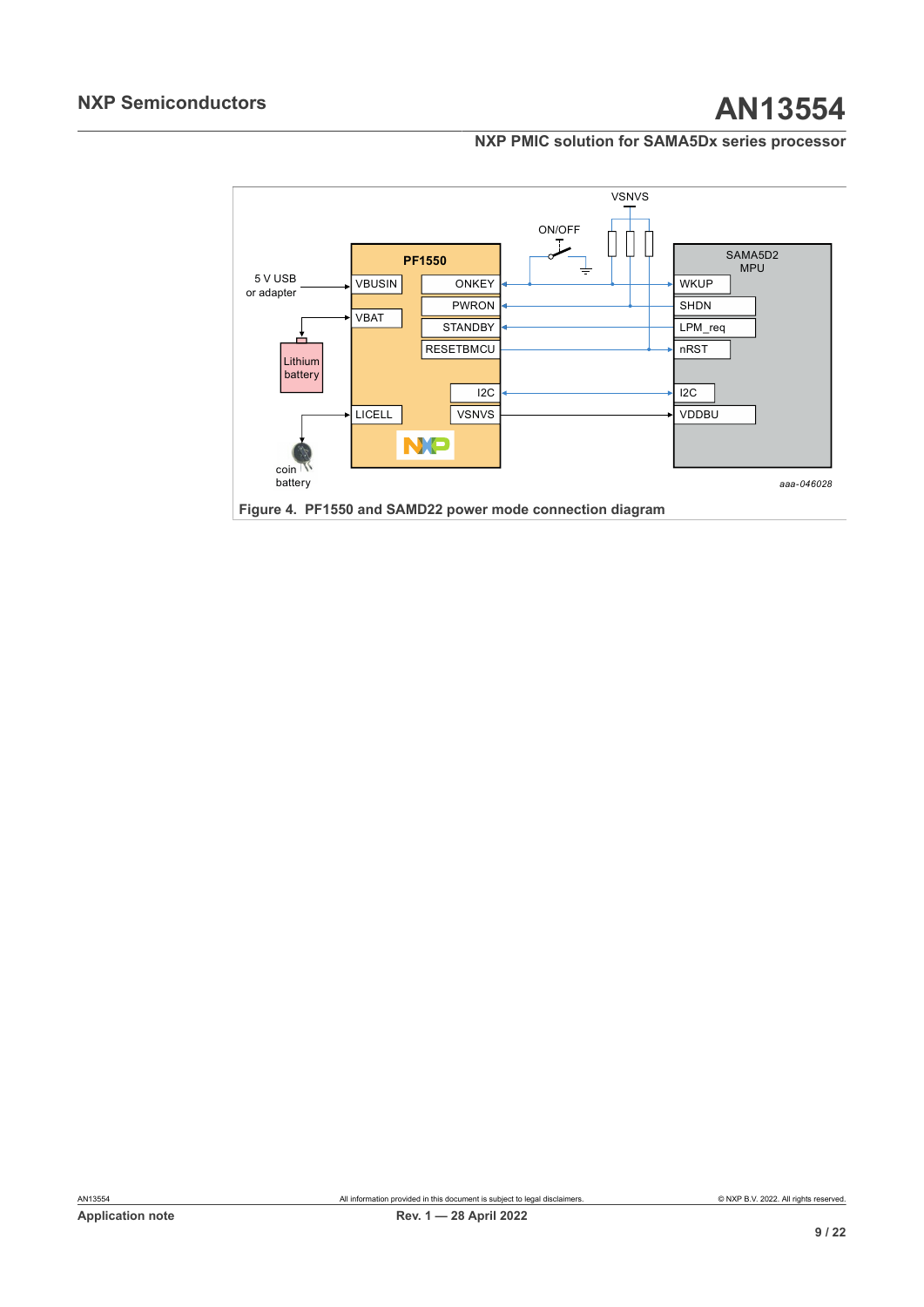Figure 4. PF1550 and SAMD22 power mode connection diagram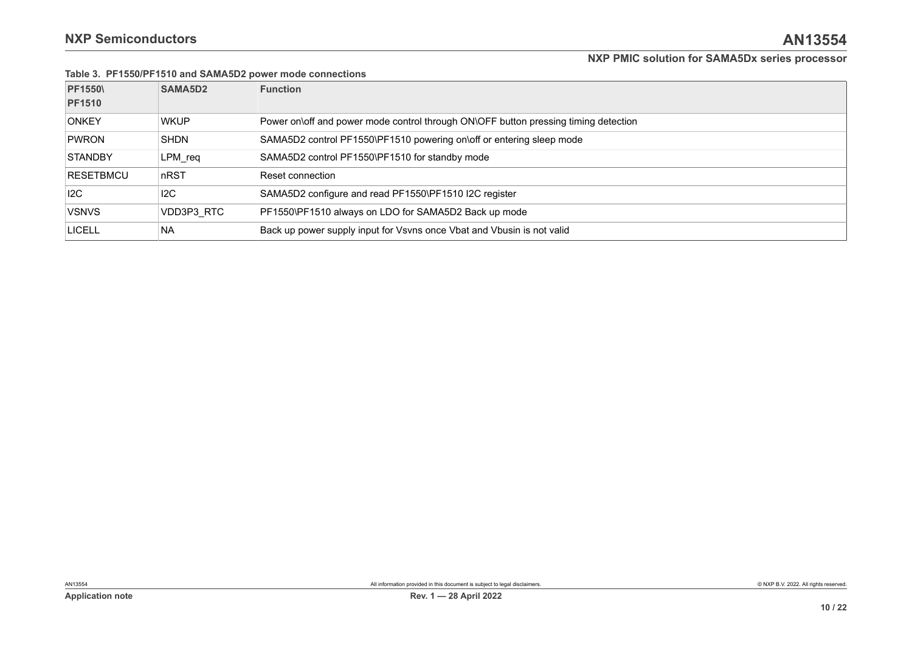**Table 3. PF1550/PF1510 and SAMA5D2 power mode connections**

| PF1550\ PF1510 | SAMA5D2 | Function |
|---|---|---|
| ONKEY | WKUP | Power on\off and power mode control through ON\OFF button pressing timing detection |
| PWRON | SHDN | SAMA5D2 control PF1550\PF1510 powering on\off or entering sleep mode |
| STANDBY | LPM_req | SAMA5D2 control PF1550\PF1510 for standby mode |
| RESETBMCU | nRST | Reset connection |
| I2C | I2C | SAMA5D2 configure and read PF1550\PF1510 I2C register |
| VSNVS | VDD3P3_RTC | PF1550\PF1510 always on LDO for SAMA5D2 Back up mode |
| LICELL | NA | Back up power supply input for Vsvns once Vbat and Vbusin is not valid |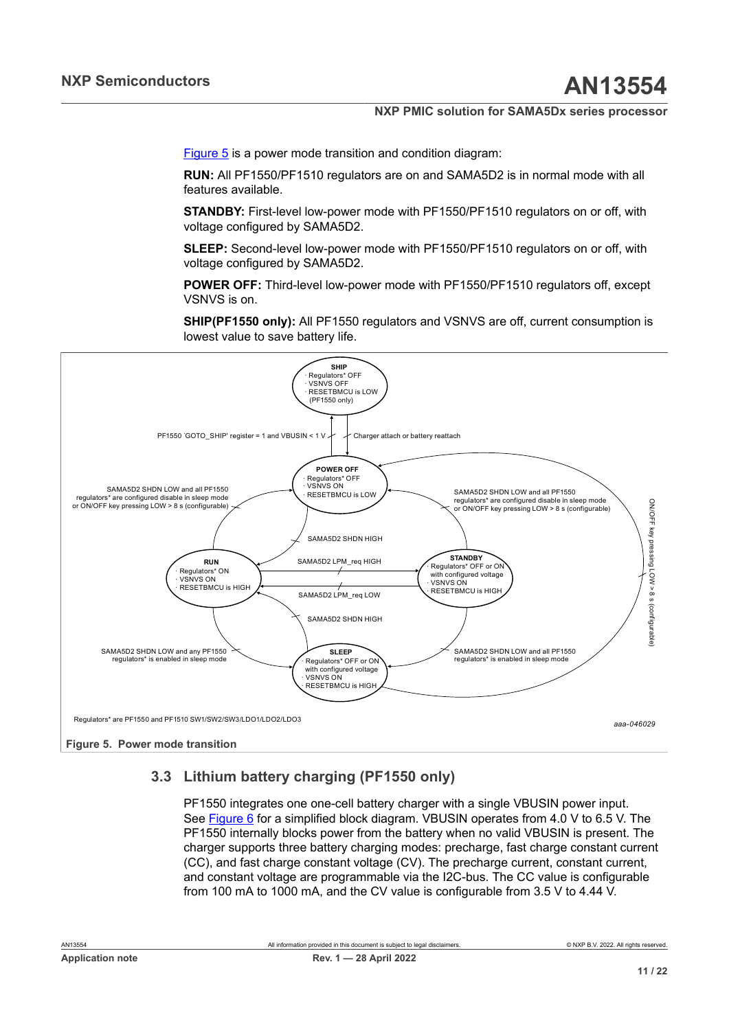Figure 5 is a power mode transition and condition diagram:

**RUN:** All PF1550/PF1510 regulators are on and SAMA5D2 is in normal mode with all features available.

**STANDBY:** First-level low-power mode with PF1550/PF1510 regulators on or off, with voltage configured by SAMA5D2.

**SLEEP:** Second-level low-power mode with PF1550/PF1510 regulators on or off, with voltage configured by SAMA5D2.

**POWER OFF:** Third-level low-power mode with PF1550/PF1510 regulators off, except VSNVS is on.

**SHIP(PF1550 only):** All PF1550 regulators and VSNVS are off, current consumption is lowest value to save battery life.

Regulators* are PF1550 and PF1510 SW1/SW2/SW3/LDO1/LDO2/LDO3

aaa-046029

**Figure 5. Power mode transition**

## 3.3 Lithium battery charging (PF1550 only)

PF1550 integrates one one-cell battery charger with a single VBUSIN power input. See Figure 6 for a simplified block diagram. VBUSIN operates from 4.0 V to 6.5 V. The PF1550 internally blocks power from the battery when no valid VBUSIN is present. The charger supports three battery charging modes: precharge, fast charge constant current (CC), and fast charge constant voltage (CV). The precharge current, constant current, and constant voltage are programmable via the I2C-bus. The CC value is configurable from 100 mA to 1000 mA, and the CV value is configurable from 3.5 V to 4.44 V.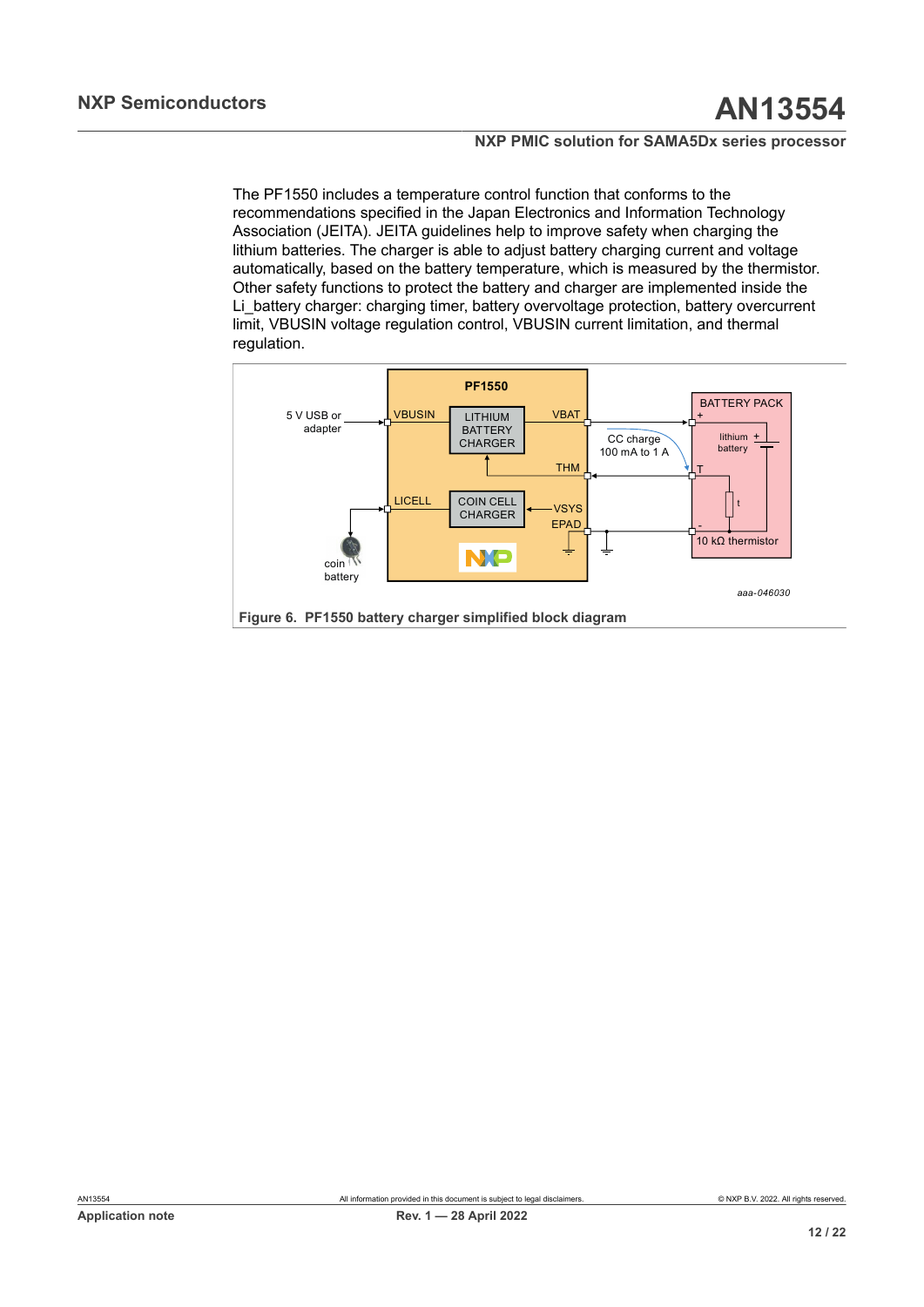The PF1550 includes a temperature control function that conforms to the recommendations specified in the Japan Electronics and Information Technology Association (JEITA). JEITA guidelines help to improve safety when charging the lithium batteries. The charger is able to adjust battery charging current and voltage automatically, based on the battery temperature, which is measured by the thermistor. Other safety functions to protect the battery and charger are implemented inside the Li_battery charger: charging timer, battery overvoltage protection, battery overcurrent limit, VBUSIN voltage regulation control, VBUSIN current limitation, and thermal regulation.

**Figure 6. PF1550 battery charger simplified block diagram**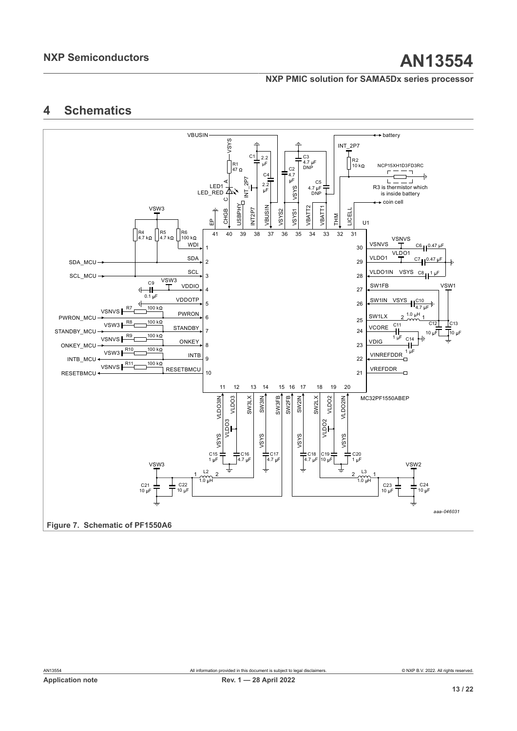# 4 Schematics

Figure 7. Schematic of PF1550A6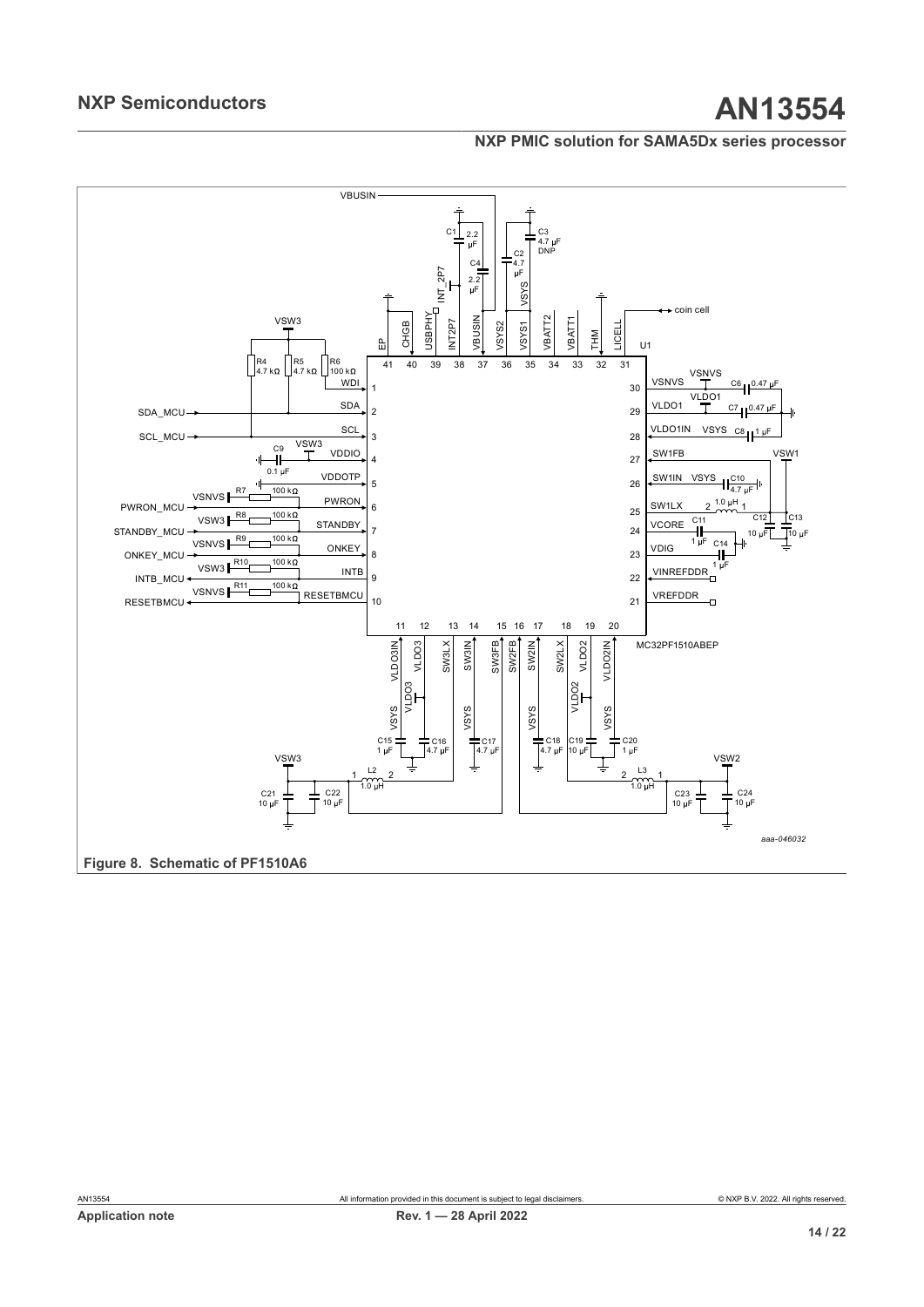**Figure 8. Schematic of PF1510A6**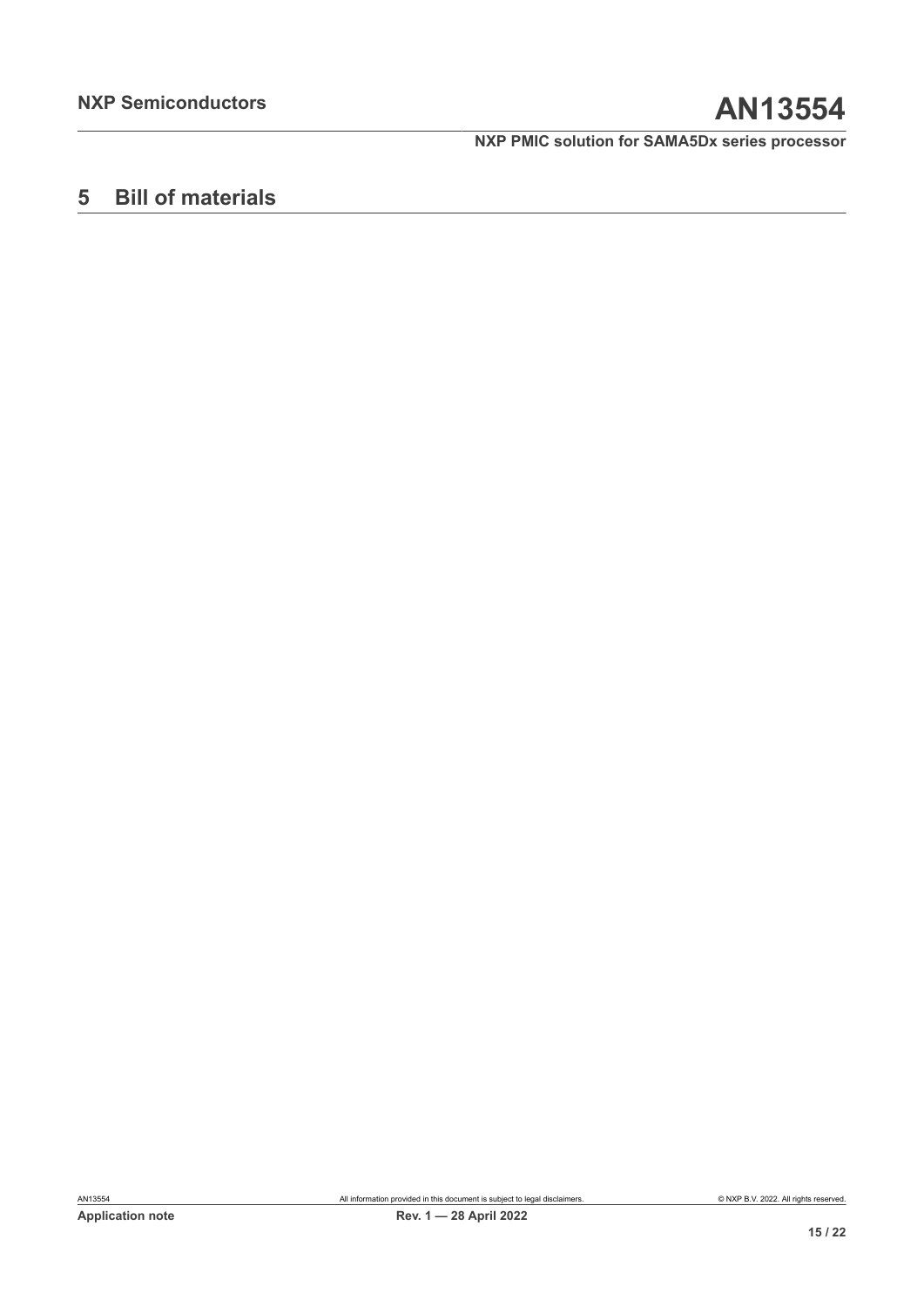# 5 Bill of materials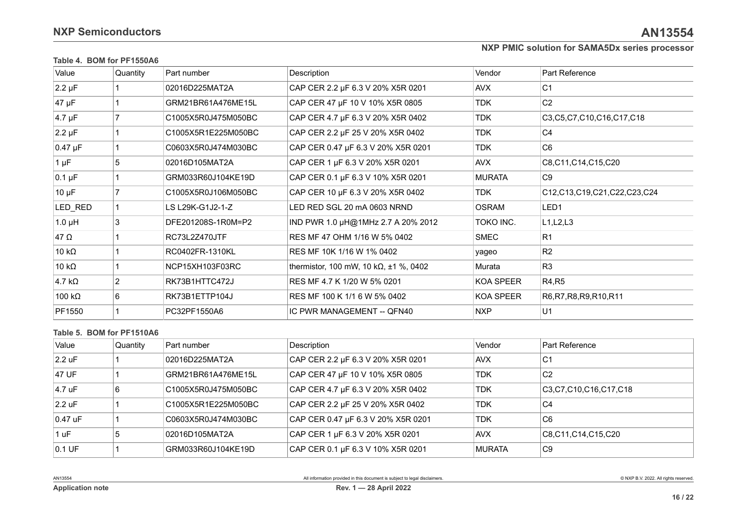**Table 4. BOM for PF1550A6**

| Value | Quantity | Part number | Description | Vendor | Part Reference |
|---|---|---|---|---|---|
| 2.2 µF | 1 | 02016D225MAT2A | CAP CER 2.2 µF 6.3 V 20% X5R 0201 | AVX | C1 |
| 47 µF | 1 | GRM21BR61A476ME15L | CAP CER 47 µF 10 V 10% X5R 0805 | TDK | C2 |
| 4.7 µF | 7 | C1005X5R0J475M050BC | CAP CER 4.7 µF 6.3 V 20% X5R 0402 | TDK | C3,C5,C7,C10,C16,C17,C18 |
| 2.2 µF | 1 | C1005X5R1E225M050BC | CAP CER 2.2 µF 25 V 20% X5R 0402 | TDK | C4 |
| 0.47 µF | 1 | C0603X5R0J474M030BC | CAP CER 0.47 µF 6.3 V 20% X5R 0201 | TDK | C6 |
| 1 µF | 5 | 02016D105MAT2A | CAP CER 1 µF 6.3 V 20% X5R 0201 | AVX | C8,C11,C14,C15,C20 |
| 0.1 µF | 1 | GRM033R60J104KE19D | CAP CER 0.1 µF 6.3 V 10% X5R 0201 | MURATA | C9 |
| 10 µF | 7 | C1005X5R0J106M050BC | CAP CER 10 µF 6.3 V 20% X5R 0402 | TDK | C12,C13,C19,C21,C22,C23,C24 |
| LED_RED | 1 | LS L29K-G1J2-1-Z | LED RED SGL 20 mA 0603 NRND | OSRAM | LED1 |
| 1.0 µH | 3 | DFE201208S-1R0M=P2 | IND PWR 1.0 µH@1MHz 2.7 A 20% 2012 | TOKO INC. | L1,L2,L3 |
| 47 Ω | 1 | RC73L2Z470JTF | RES MF 47 OHM 1/16 W 5% 0402 | SMEC | R1 |
| 10 kΩ | 1 | RC0402FR-1310KL | RES MF 10K 1/16 W 1% 0402 | yageo | R2 |
| 10 kΩ | 1 | NCP15XH103F03RC | thermistor, 100 mW, 10 kΩ, ±1 %, 0402 | Murata | R3 |
| 4.7 kΩ | 2 | RK73B1HTTC472J | RES MF 4.7 K 1/20 W 5% 0201 | KOA SPEER | R4,R5 |
| 100 kΩ | 6 | RK73B1ETTP104J | RES MF 100 K 1/1 6 W 5% 0402 | KOA SPEER | R6,R7,R8,R9,R10,R11 |
| PF1550 | 1 | PC32PF1550A6 | IC PWR MANAGEMENT -- QFN40 | NXP | U1 |

**Table 5. BOM for PF1510A6**

| Value | Quantity | Part number | Description | Vendor | Part Reference |
|---|---|---|---|---|---|
| 2.2 uF | 1 | 02016D225MAT2A | CAP CER 2.2 µF 6.3 V 20% X5R 0201 | AVX | C1 |
| 47 UF | 1 | GRM21BR61A476ME15L | CAP CER 47 µF 10 V 10% X5R 0805 | TDK | C2 |
| 4.7 uF | 6 | C1005X5R0J475M050BC | CAP CER 4.7 µF 6.3 V 20% X5R 0402 | TDK | C3,C7,C10,C16,C17,C18 |
| 2.2 uF | 1 | C1005X5R1E225M050BC | CAP CER 2.2 µF 25 V 20% X5R 0402 | TDK | C4 |
| 0.47 uF | 1 | C0603X5R0J474M030BC | CAP CER 0.47 µF 6.3 V 20% X5R 0201 | TDK | C6 |
| 1 uF | 5 | 02016D105MAT2A | CAP CER 1 µF 6.3 V 20% X5R 0201 | AVX | C8,C11,C14,C15,C20 |
| 0.1 UF | 1 | GRM033R60J104KE19D | CAP CER 0.1 µF 6.3 V 10% X5R 0201 | MURATA | C9 |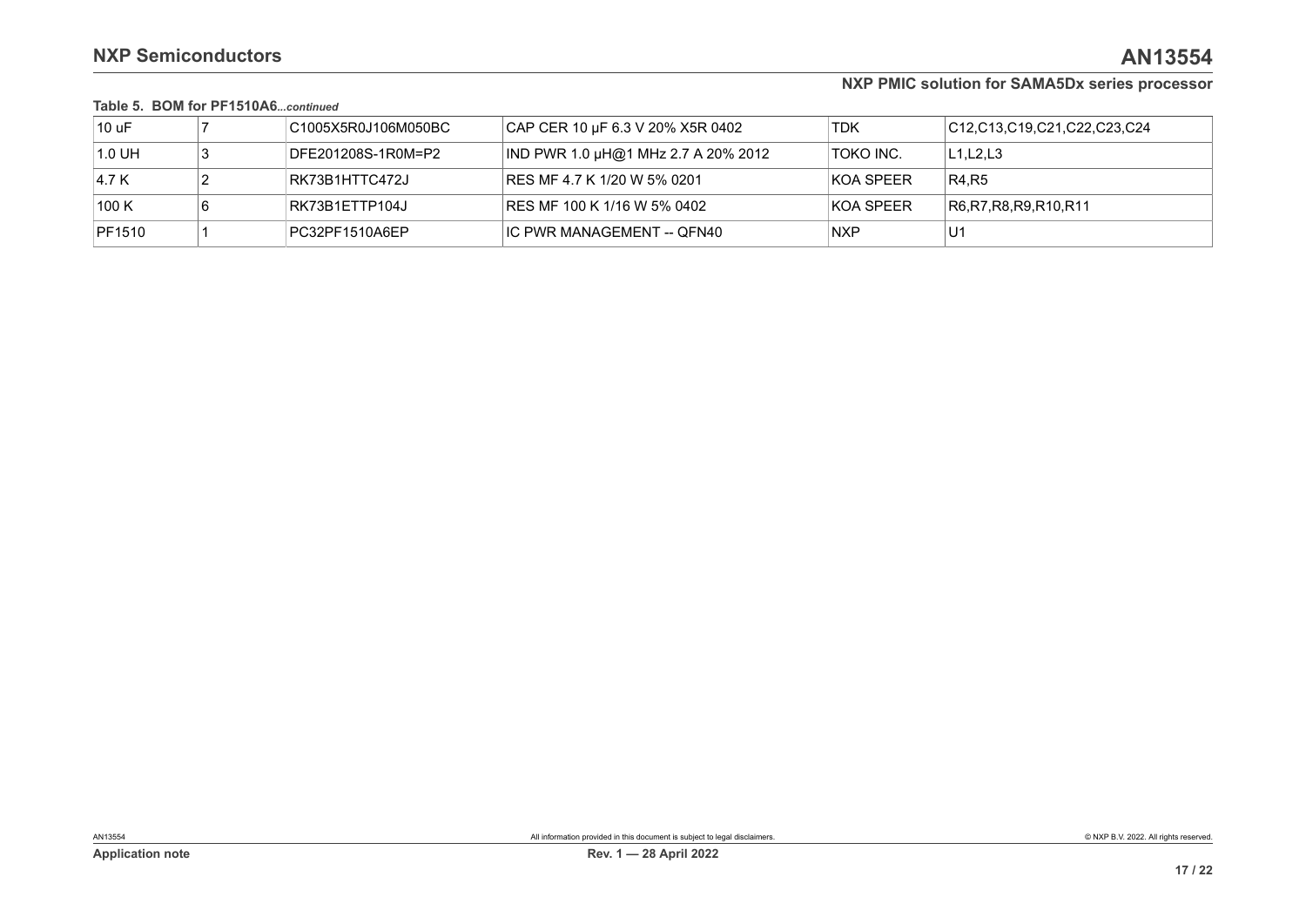**Table 5. BOM for PF1510A6**...*continued*

| | | | | | |
|---|---|---|---|---|---|
| 10 uF | 7 | C1005X5R0J106M050BC | CAP CER 10 µF 6.3 V 20% X5R 0402 | TDK | C12,C13,C19,C21,C22,C23,C24 |
| 1.0 UH | 3 | DFE201208S-1R0M=P2 | IND PWR 1.0 µH@1 MHz 2.7 A 20% 2012 | TOKO INC. | L1,L2,L3 |
| 4.7 K | 2 | RK73B1HTTC472J | RES MF 4.7 K 1/20 W 5% 0201 | KOA SPEER | R4,R5 |
| 100 K | 6 | RK73B1ETTP104J | RES MF 100 K 1/16 W 5% 0402 | KOA SPEER | R6,R7,R8,R9,R10,R11 |
| PF1510 | 1 | PC32PF1510A6EP | IC PWR MANAGEMENT -- QFN40 | NXP | U1 |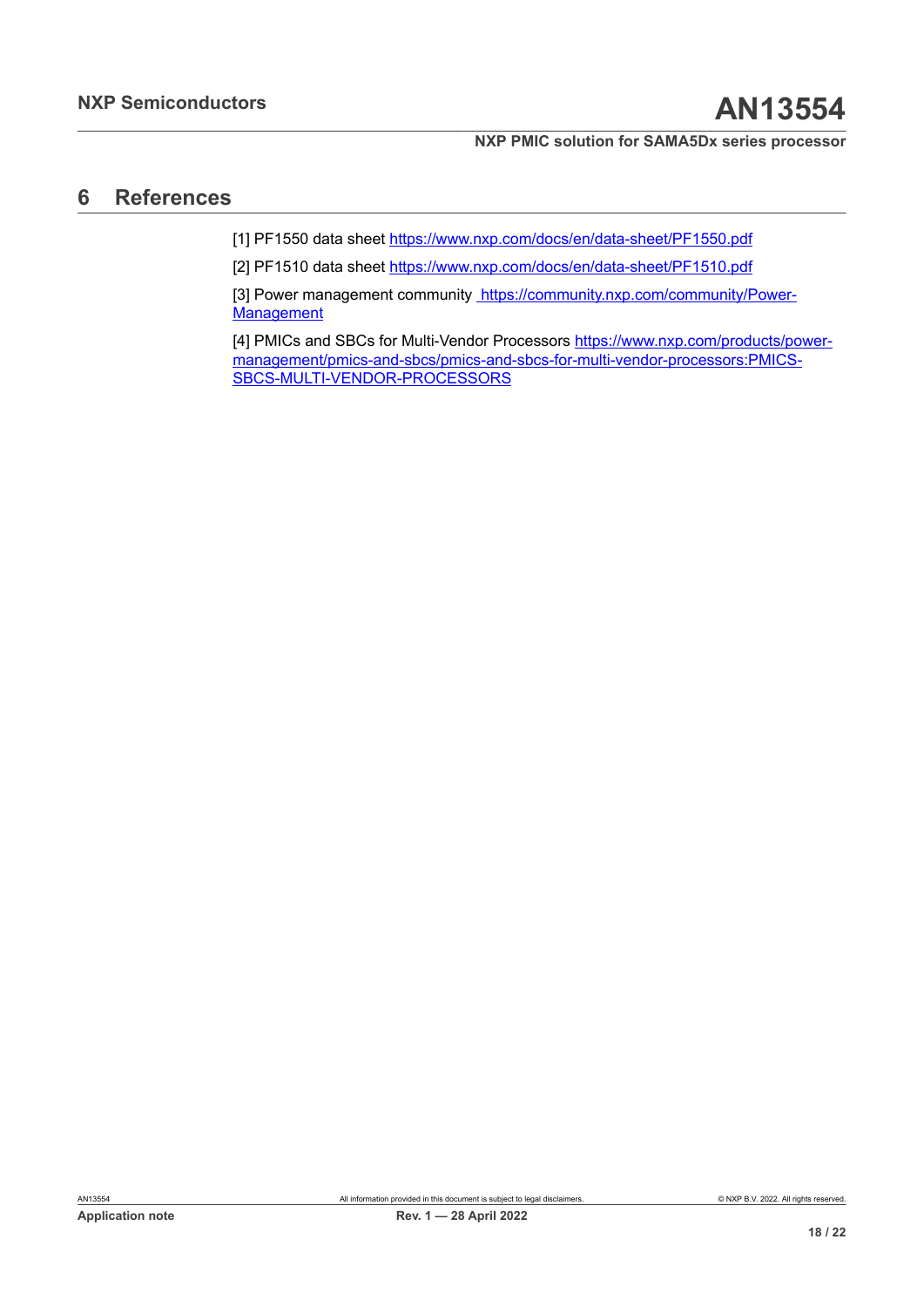## 6 References

[1] PF1550 data sheet https://www.nxp.com/docs/en/data-sheet/PF1550.pdf

[2] PF1510 data sheet https://www.nxp.com/docs/en/data-sheet/PF1510.pdf

[3] Power management community https://community.nxp.com/community/Power-Management

[4] PMICs and SBCs for Multi-Vendor Processors https://www.nxp.com/products/power-management/pmics-and-sbcs/pmics-and-sbcs-for-multi-vendor-processors:PMICS-SBCS-MULTI-VENDOR-PROCESSORS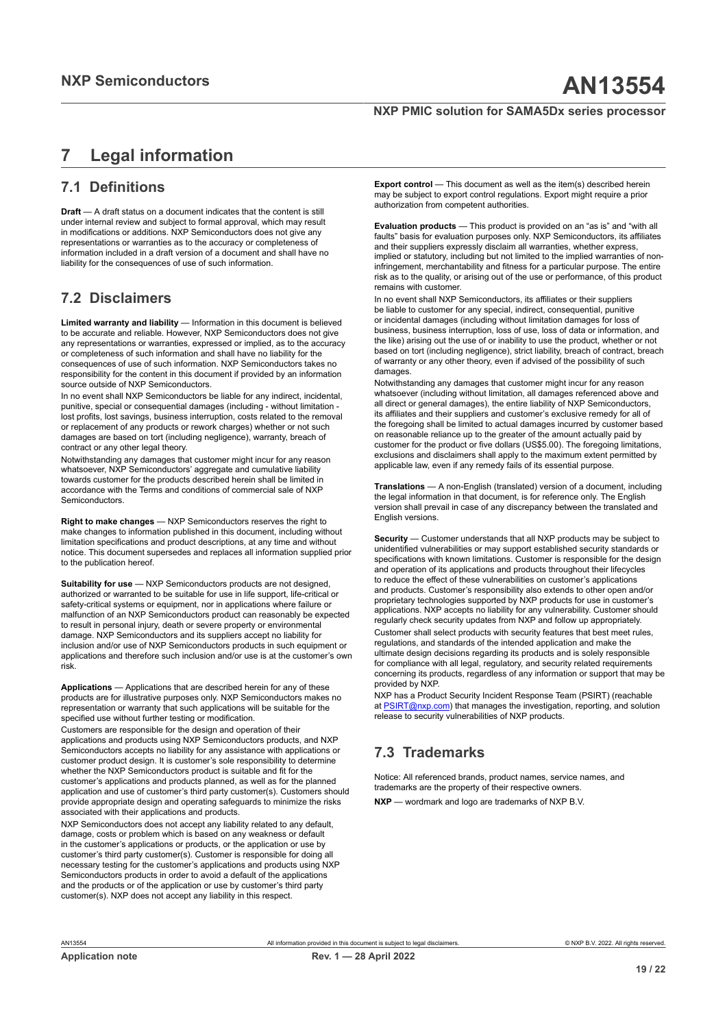# 7 Legal information

## 7.1 Definitions

**Draft** — A draft status on a document indicates that the content is still under internal review and subject to formal approval, which may result in modifications or additions. NXP Semiconductors does not give any representations or warranties as to the accuracy or completeness of information included in a draft version of a document and shall have no liability for the consequences of use of such information.

## 7.2 Disclaimers

**Limited warranty and liability** — Information in this document is believed to be accurate and reliable. However, NXP Semiconductors does not give any representations or warranties, expressed or implied, as to the accuracy or completeness of such information and shall have no liability for the consequences of use of such information. NXP Semiconductors takes no responsibility for the content in this document if provided by an information source outside of NXP Semiconductors.

In no event shall NXP Semiconductors be liable for any indirect, incidental, punitive, special or consequential damages (including - without limitation - lost profits, lost savings, business interruption, costs related to the removal or replacement of any products or rework charges) whether or not such damages are based on tort (including negligence), warranty, breach of contract or any other legal theory.

Notwithstanding any damages that customer might incur for any reason whatsoever, NXP Semiconductors' aggregate and cumulative liability towards customer for the products described herein shall be limited in accordance with the Terms and conditions of commercial sale of NXP Semiconductors.

**Right to make changes** — NXP Semiconductors reserves the right to make changes to information published in this document, including without limitation specifications and product descriptions, at any time and without notice. This document supersedes and replaces all information supplied prior to the publication hereof.

**Suitability for use** — NXP Semiconductors products are not designed, authorized or warranted to be suitable for use in life support, life-critical or safety-critical systems or equipment, nor in applications where failure or malfunction of an NXP Semiconductors product can reasonably be expected to result in personal injury, death or severe property or environmental damage. NXP Semiconductors and its suppliers accept no liability for inclusion and/or use of NXP Semiconductors products in such equipment or applications and therefore such inclusion and/or use is at the customer's own risk.

**Applications** — Applications that are described herein for any of these products are for illustrative purposes only. NXP Semiconductors makes no representation or warranty that such applications will be suitable for the specified use without further testing or modification.

Customers are responsible for the design and operation of their applications and products using NXP Semiconductors products, and NXP Semiconductors accepts no liability for any assistance with applications or customer product design. It is customer's sole responsibility to determine whether the NXP Semiconductors product is suitable and fit for the customer's applications and products planned, as well as for the planned application and use of customer's third party customer(s). Customers should provide appropriate design and operating safeguards to minimize the risks associated with their applications and products.

NXP Semiconductors does not accept any liability related to any default, damage, costs or problem which is based on any weakness or default in the customer's applications or products, or the application or use by customer's third party customer(s). Customer is responsible for doing all necessary testing for the customer's applications and products using NXP Semiconductors products in order to avoid a default of the applications and the products or of the application or use by customer's third party customer(s). NXP does not accept any liability in this respect.

**Export control** — This document as well as the item(s) described herein may be subject to export control regulations. Export might require a prior authorization from competent authorities.

**Evaluation products** — This product is provided on an "as is" and "with all faults" basis for evaluation purposes only. NXP Semiconductors, its affiliates and their suppliers expressly disclaim all warranties, whether express, implied or statutory, including but not limited to the implied warranties of non-infringement, merchantability and fitness for a particular purpose. The entire risk as to the quality, or arising out of the use or performance, of this product remains with customer.

In no event shall NXP Semiconductors, its affiliates or their suppliers be liable to customer for any special, indirect, consequential, punitive or incidental damages (including without limitation damages for loss of business, business interruption, loss of use, loss of data or information, and the like) arising out the use of or inability to use the product, whether or not based on tort (including negligence), strict liability, breach of contract, breach of warranty or any other theory, even if advised of the possibility of such damages.

Notwithstanding any damages that customer might incur for any reason whatsoever (including without limitation, all damages referenced above and all direct or general damages), the entire liability of NXP Semiconductors, its affiliates and their suppliers and customer's exclusive remedy for all of the foregoing shall be limited to actual damages incurred by customer based on reasonable reliance up to the greater of the amount actually paid by customer for the product or five dollars (US$5.00). The foregoing limitations, exclusions and disclaimers shall apply to the maximum extent permitted by applicable law, even if any remedy fails of its essential purpose.

**Translations** — A non-English (translated) version of a document, including the legal information in that document, is for reference only. The English version shall prevail in case of any discrepancy between the translated and English versions.

**Security** — Customer understands that all NXP products may be subject to unidentified vulnerabilities or may support established security standards or specifications with known limitations. Customer is responsible for the design and operation of its applications and products throughout their lifecycles to reduce the effect of these vulnerabilities on customer's applications and products. Customer's responsibility also extends to other open and/or proprietary technologies supported by NXP products for use in customer's applications. NXP accepts no liability for any vulnerability. Customer should regularly check security updates from NXP and follow up appropriately.

Customer shall select products with security features that best meet rules, regulations, and standards of the intended application and make the ultimate design decisions regarding its products and is solely responsible for compliance with all legal, regulatory, and security related requirements concerning its products, regardless of any information or support that may be provided by NXP.

NXP has a Product Security Incident Response Team (PSIRT) (reachable at PSIRT@nxp.com) that manages the investigation, reporting, and solution release to security vulnerabilities of NXP products.

## 7.3 Trademarks

Notice: All referenced brands, product names, service names, and trademarks are the property of their respective owners.

**NXP** — wordmark and logo are trademarks of NXP B.V.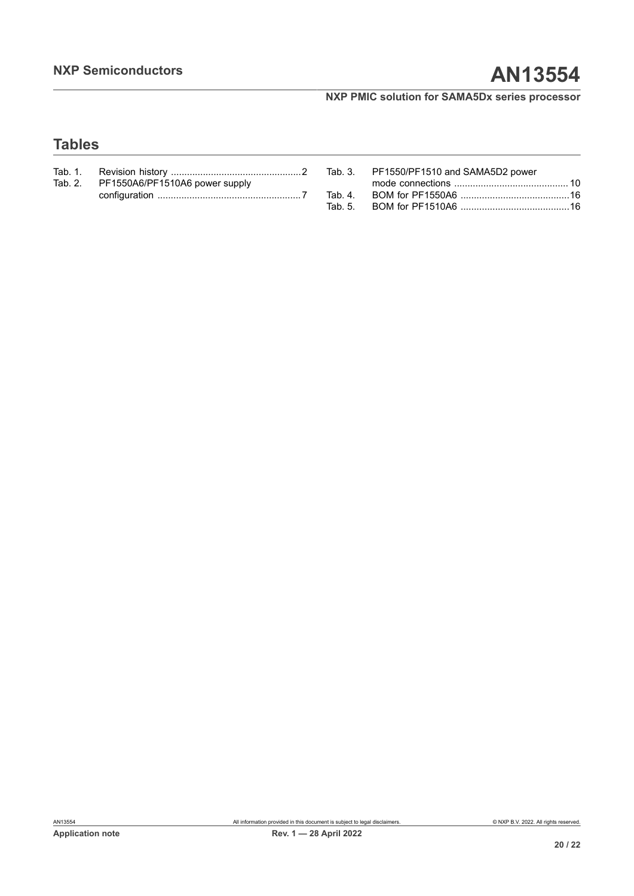## Tables

Tab. 1. Revision history .................................................2

Tab. 2. PF1550A6/PF1510A6 power supply configuration .....................................................7

Tab. 3. PF1550/PF1510 and SAMA5D2 power mode connections ..........................................10

Tab. 4. BOM for PF1550A6 .........................................16

Tab. 5. BOM for PF1510A6 .........................................16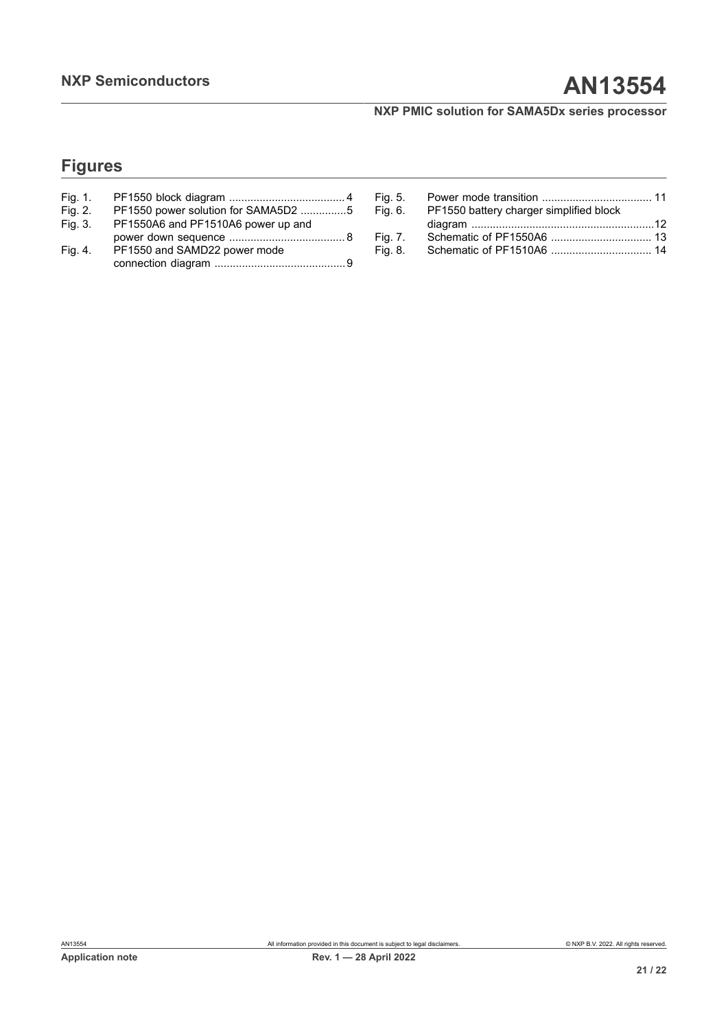## Figures

Fig. 1. PF1550 block diagram ....................................... 4
Fig. 2. PF1550 power solution for SAMA5D2 ...............5
Fig. 3. PF1550A6 and PF1510A6 power up and power down sequence ...................................... 8
Fig. 4. PF1550 and SAMD22 power mode connection diagram ...........................................9
Fig. 5. Power mode transition .................................... 11
Fig. 6. PF1550 battery charger simplified block diagram ...........................................................12
Fig. 7. Schematic of PF1550A6 ................................. 13
Fig. 8. Schematic of PF1510A6 ................................. 14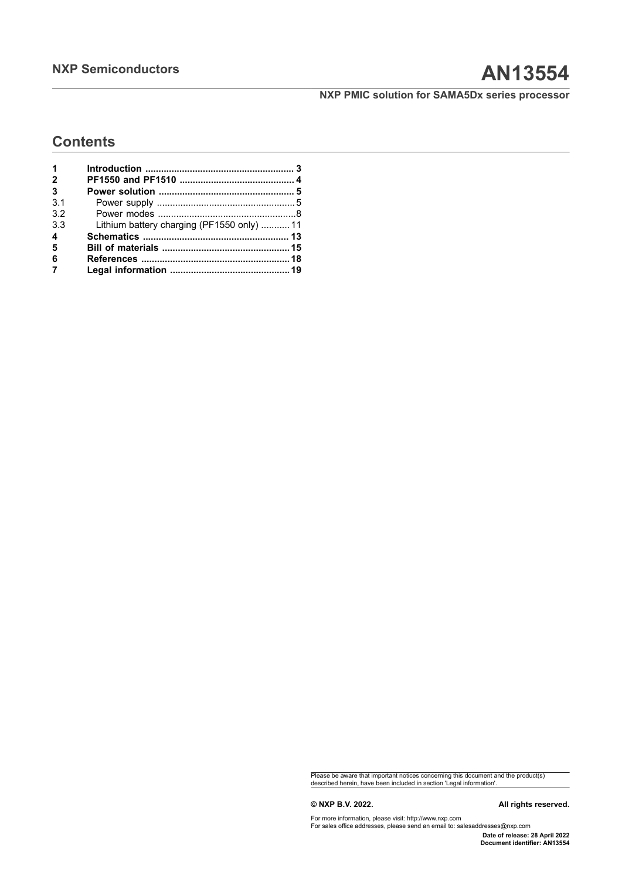## Contents

| | | |
|---|---|---|
| **1** | **Introduction** | **3** |
| **2** | **PF1550 and PF1510** | **4** |
| **3** | **Power solution** | **5** |
| 3.1 | Power supply | 5 |
| 3.2 | Power modes | 8 |
| 3.3 | Lithium battery charging (PF1550 only) | 11 |
| **4** | **Schematics** | **13** |
| **5** | **Bill of materials** | **15** |
| **6** | **References** | **18** |
| **7** | **Legal information** | **19** |

Please be aware that important notices concerning this document and the product(s) described herein, have been included in section 'Legal information'.

**© NXP B.V. 2022.** **All rights reserved.**

For more information, please visit: http://www.nxp.com
For sales office addresses, please send an email to: salesaddresses@nxp.com

**Date of release: 28 April 2022**
**Document identifier: AN13554**